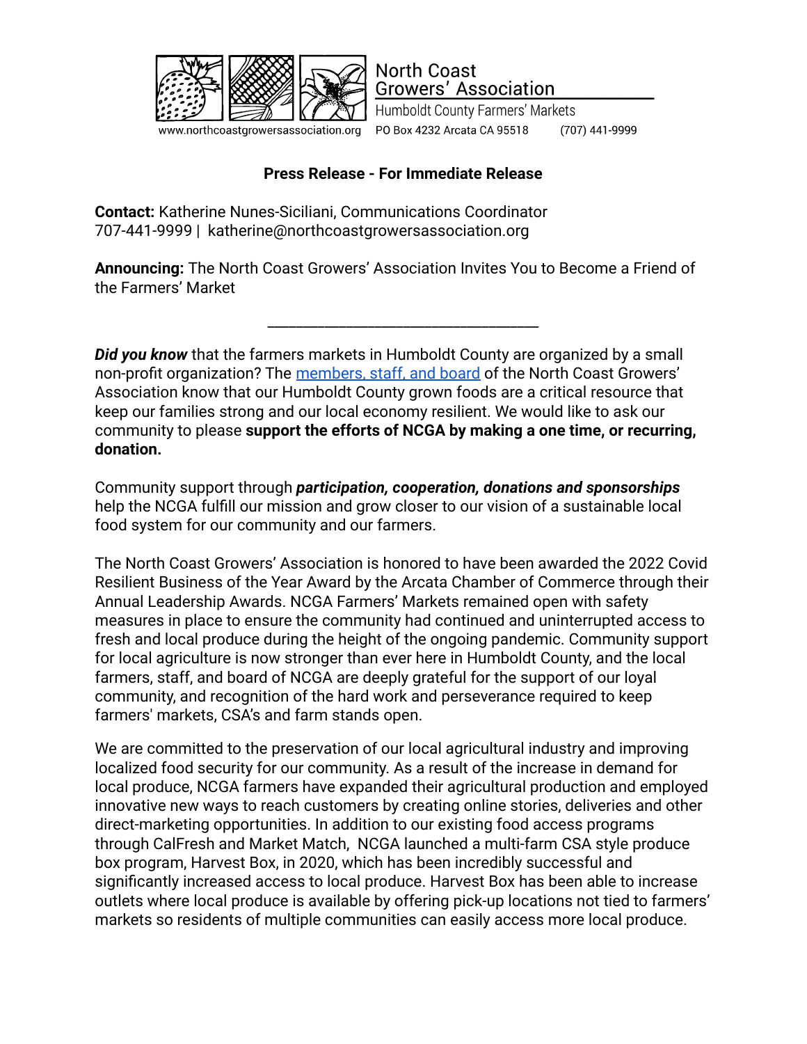North Coast Growers' Association
Humboldt County Farmers' Markets
www.northcoastgrowersassociation.org PO Box 4232 Arcata CA 95518 (707) 441-9999

**Press Release - For Immediate Release**

**Contact:** Katherine Nunes-Siciliani, Communications Coordinator
707-441-9999 | katherine@northcoastgrowersassociation.org

**Announcing:** The North Coast Growers' Association Invites You to Become a Friend of the Farmers' Market

---

***Did you know*** that the farmers markets in Humboldt County are organized by a small non-profit organization? The [members, staff, and board]() of the North Coast Growers' Association know that our Humboldt County grown foods are a critical resource that keep our families strong and our local economy resilient. We would like to ask our community to please **support the efforts of NCGA by making a one time, or recurring, donation.**

Community support through ***participation, cooperation, donations and sponsorships*** help the NCGA fulfill our mission and grow closer to our vision of a sustainable local food system for our community and our farmers.

The North Coast Growers' Association is honored to have been awarded the 2022 Covid Resilient Business of the Year Award by the Arcata Chamber of Commerce through their Annual Leadership Awards. NCGA Farmers' Markets remained open with safety measures in place to ensure the community had continued and uninterrupted access to fresh and local produce during the height of the ongoing pandemic. Community support for local agriculture is now stronger than ever here in Humboldt County, and the local farmers, staff, and board of NCGA are deeply grateful for the support of our loyal community, and recognition of the hard work and perseverance required to keep farmers' markets, CSA's and farm stands open.

We are committed to the preservation of our local agricultural industry and improving localized food security for our community. As a result of the increase in demand for local produce, NCGA farmers have expanded their agricultural production and employed innovative new ways to reach customers by creating online stories, deliveries and other direct-marketing opportunities. In addition to our existing food access programs through CalFresh and Market Match, NCGA launched a multi-farm CSA style produce box program, Harvest Box, in 2020, which has been incredibly successful and significantly increased access to local produce. Harvest Box has been able to increase outlets where local produce is available by offering pick-up locations not tied to farmers' markets so residents of multiple communities can easily access more local produce.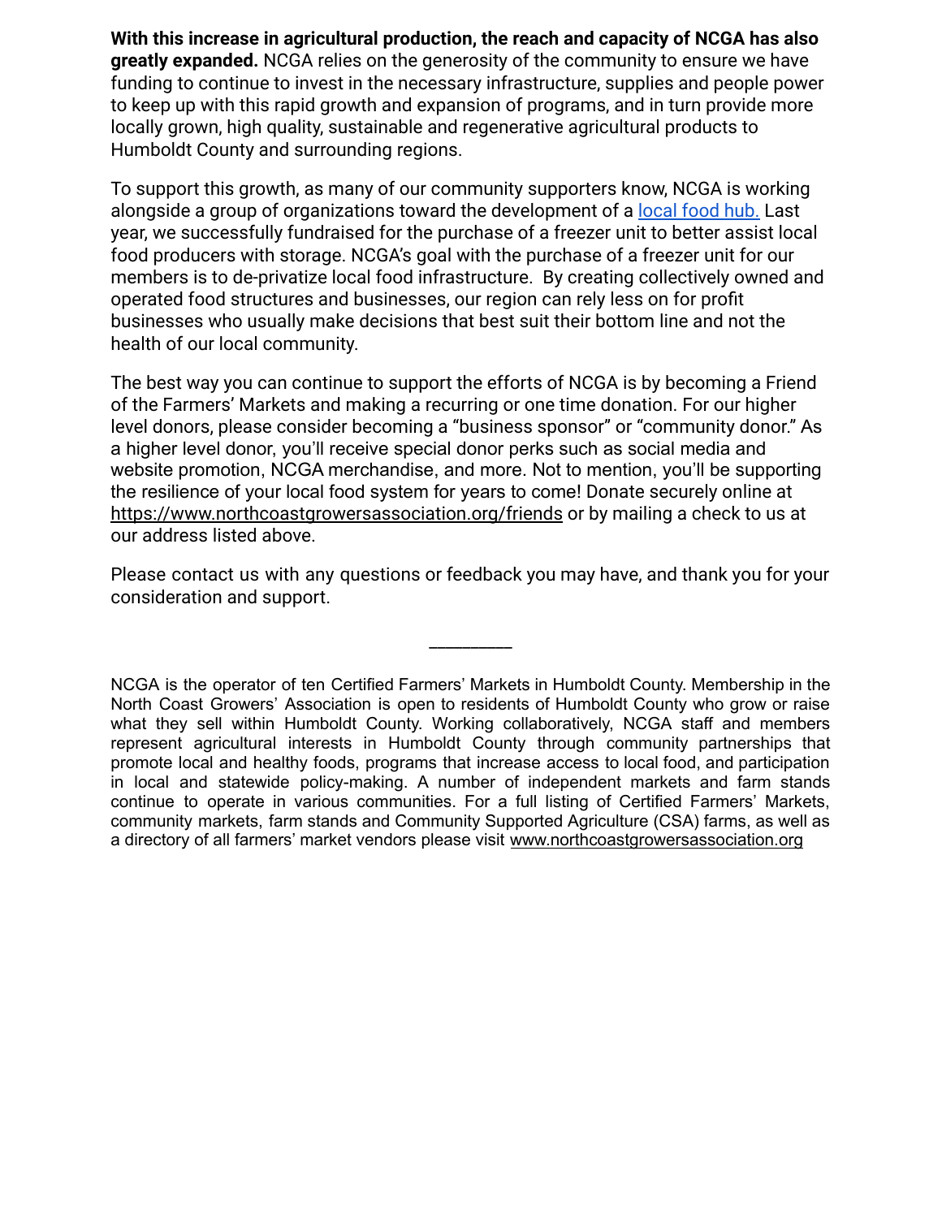**With this increase in agricultural production, the reach and capacity of NCGA has also greatly expanded.** NCGA relies on the generosity of the community to ensure we have funding to continue to invest in the necessary infrastructure, supplies and people power to keep up with this rapid growth and expansion of programs, and in turn provide more locally grown, high quality, sustainable and regenerative agricultural products to Humboldt County and surrounding regions.

To support this growth, as many of our community supporters know, NCGA is working alongside a group of organizations toward the development of a local food hub. Last year, we successfully fundraised for the purchase of a freezer unit to better assist local food producers with storage. NCGA's goal with the purchase of a freezer unit for our members is to de-privatize local food infrastructure. By creating collectively owned and operated food structures and businesses, our region can rely less on for profit businesses who usually make decisions that best suit their bottom line and not the health of our local community.

The best way you can continue to support the efforts of NCGA is by becoming a Friend of the Farmers' Markets and making a recurring or one time donation. For our higher level donors, please consider becoming a "business sponsor" or "community donor." As a higher level donor, you'll receive special donor perks such as social media and website promotion, NCGA merchandise, and more. Not to mention, you'll be supporting the resilience of your local food system for years to come! Donate securely online at https://www.northcoastgrowersassociation.org/friends or by mailing a check to us at our address listed above.

Please contact us with any questions or feedback you may have, and thank you for your consideration and support.

\_\_\_\_\_\_\_\_\_

NCGA is the operator of ten Certified Farmers' Markets in Humboldt County. Membership in the North Coast Growers' Association is open to residents of Humboldt County who grow or raise what they sell within Humboldt County. Working collaboratively, NCGA staff and members represent agricultural interests in Humboldt County through community partnerships that promote local and healthy foods, programs that increase access to local food, and participation in local and statewide policy-making. A number of independent markets and farm stands continue to operate in various communities. For a full listing of Certified Farmers' Markets, community markets, farm stands and Community Supported Agriculture (CSA) farms, as well as a directory of all farmers' market vendors please visit www.northcoastgrowersassociation.org